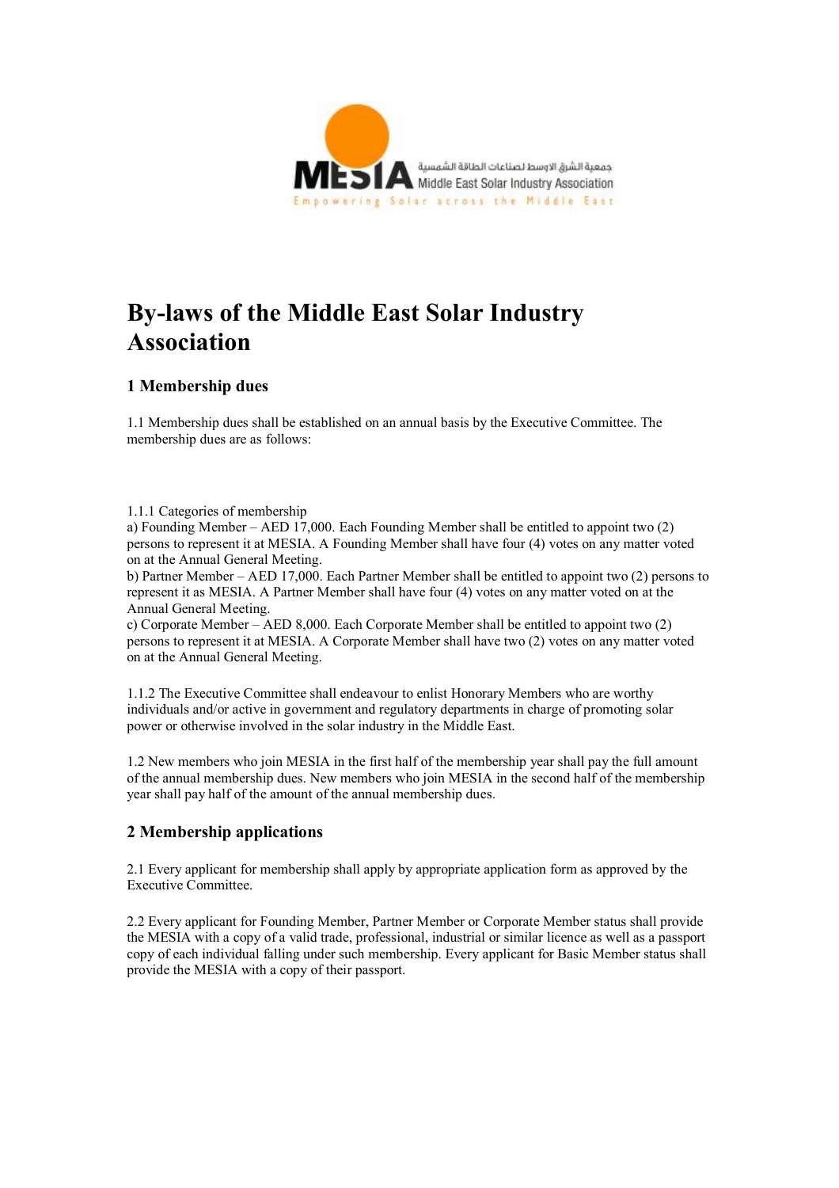# By-laws of the Middle East Solar Industry Association

## 1 Membership dues

1.1 Membership dues shall be established on an annual basis by the Executive Committee. The membership dues are as follows:

1.1.1 Categories of membership

a) Founding Member – AED 17,000. Each Founding Member shall be entitled to appoint two (2) persons to represent it at MESIA. A Founding Member shall have four (4) votes on any matter voted on at the Annual General Meeting.

b) Partner Member – AED 17,000. Each Partner Member shall be entitled to appoint two (2) persons to represent it as MESIA. A Partner Member shall have four (4) votes on any matter voted on at the Annual General Meeting.

c) Corporate Member – AED 8,000. Each Corporate Member shall be entitled to appoint two (2) persons to represent it at MESIA. A Corporate Member shall have two (2) votes on any matter voted on at the Annual General Meeting.

1.1.2 The Executive Committee shall endeavour to enlist Honorary Members who are worthy individuals and/or active in government and regulatory departments in charge of promoting solar power or otherwise involved in the solar industry in the Middle East.

1.2 New members who join MESIA in the first half of the membership year shall pay the full amount of the annual membership dues. New members who join MESIA in the second half of the membership year shall pay half of the amount of the annual membership dues.

## 2 Membership applications

2.1 Every applicant for membership shall apply by appropriate application form as approved by the Executive Committee.

2.2 Every applicant for Founding Member, Partner Member or Corporate Member status shall provide the MESIA with a copy of a valid trade, professional, industrial or similar licence as well as a passport copy of each individual falling under such membership. Every applicant for Basic Member status shall provide the MESIA with a copy of their passport.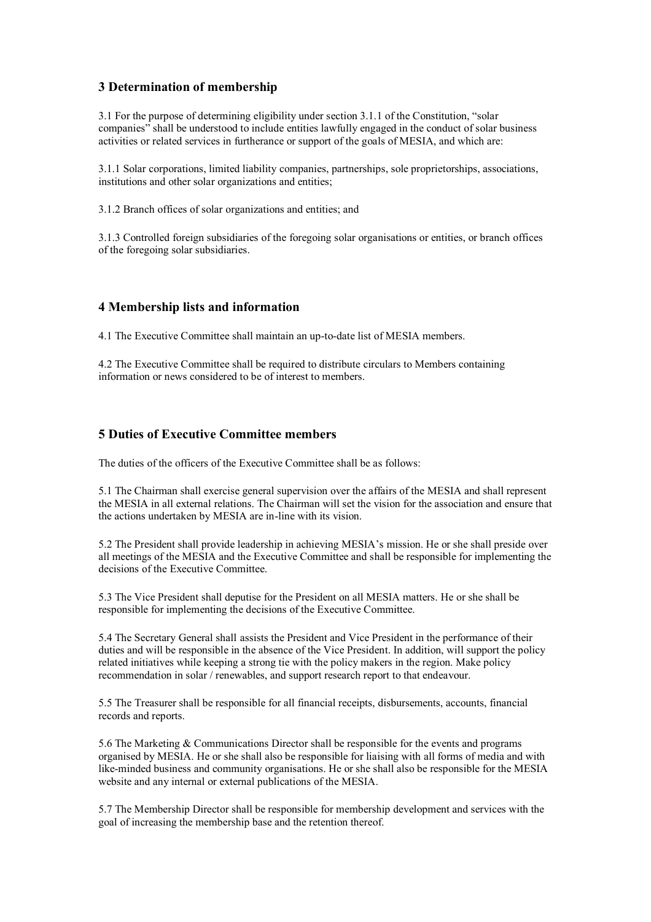## 3 Determination of membership

3.1 For the purpose of determining eligibility under section 3.1.1 of the Constitution, "solar companies" shall be understood to include entities lawfully engaged in the conduct of solar business activities or related services in furtherance or support of the goals of MESIA, and which are:

3.1.1 Solar corporations, limited liability companies, partnerships, sole proprietorships, associations, institutions and other solar organizations and entities;

3.1.2 Branch offices of solar organizations and entities; and

3.1.3 Controlled foreign subsidiaries of the foregoing solar organisations or entities, or branch offices of the foregoing solar subsidiaries.

## 4 Membership lists and information

4.1 The Executive Committee shall maintain an up-to-date list of MESIA members.

4.2 The Executive Committee shall be required to distribute circulars to Members containing information or news considered to be of interest to members.

## 5 Duties of Executive Committee members

The duties of the officers of the Executive Committee shall be as follows:

5.1 The Chairman shall exercise general supervision over the affairs of the MESIA and shall represent the MESIA in all external relations. The Chairman will set the vision for the association and ensure that the actions undertaken by MESIA are in-line with its vision.

5.2 The President shall provide leadership in achieving MESIA's mission. He or she shall preside over all meetings of the MESIA and the Executive Committee and shall be responsible for implementing the decisions of the Executive Committee.

5.3 The Vice President shall deputise for the President on all MESIA matters. He or she shall be responsible for implementing the decisions of the Executive Committee.

5.4 The Secretary General shall assists the President and Vice President in the performance of their duties and will be responsible in the absence of the Vice President. In addition, will support the policy related initiatives while keeping a strong tie with the policy makers in the region. Make policy recommendation in solar / renewables, and support research report to that endeavour.

5.5 The Treasurer shall be responsible for all financial receipts, disbursements, accounts, financial records and reports.

5.6 The Marketing & Communications Director shall be responsible for the events and programs organised by MESIA. He or she shall also be responsible for liaising with all forms of media and with like-minded business and community organisations. He or she shall also be responsible for the MESIA website and any internal or external publications of the MESIA.

5.7 The Membership Director shall be responsible for membership development and services with the goal of increasing the membership base and the retention thereof.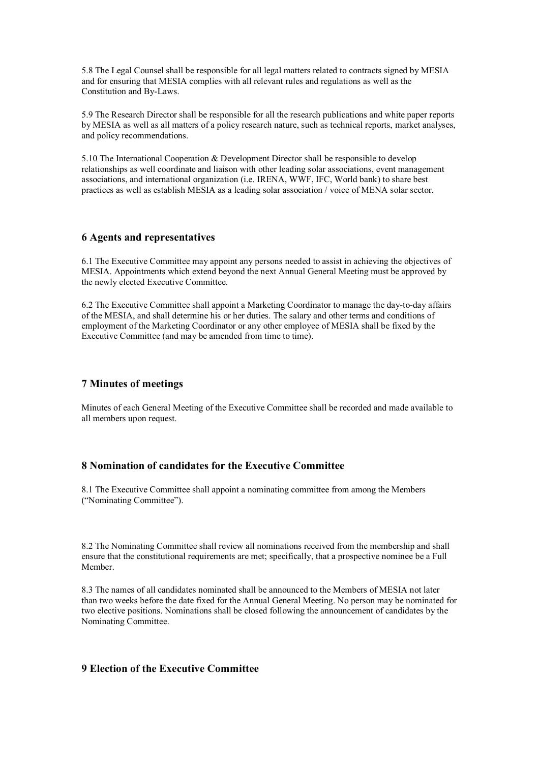5.8 The Legal Counsel shall be responsible for all legal matters related to contracts signed by MESIA and for ensuring that MESIA complies with all relevant rules and regulations as well as the Constitution and By-Laws.

5.9 The Research Director shall be responsible for all the research publications and white paper reports by MESIA as well as all matters of a policy research nature, such as technical reports, market analyses, and policy recommendations.

5.10 The International Cooperation & Development Director shall be responsible to develop relationships as well coordinate and liaison with other leading solar associations, event management associations, and international organization (i.e. IRENA, WWF, IFC, World bank) to share best practices as well as establish MESIA as a leading solar association / voice of MENA solar sector.

## 6 Agents and representatives

6.1 The Executive Committee may appoint any persons needed to assist in achieving the objectives of MESIA. Appointments which extend beyond the next Annual General Meeting must be approved by the newly elected Executive Committee.

6.2 The Executive Committee shall appoint a Marketing Coordinator to manage the day-to-day affairs of the MESIA, and shall determine his or her duties. The salary and other terms and conditions of employment of the Marketing Coordinator or any other employee of MESIA shall be fixed by the Executive Committee (and may be amended from time to time).

## 7 Minutes of meetings

Minutes of each General Meeting of the Executive Committee shall be recorded and made available to all members upon request.

## 8 Nomination of candidates for the Executive Committee

8.1 The Executive Committee shall appoint a nominating committee from among the Members ("Nominating Committee").

8.2 The Nominating Committee shall review all nominations received from the membership and shall ensure that the constitutional requirements are met; specifically, that a prospective nominee be a Full Member.

8.3 The names of all candidates nominated shall be announced to the Members of MESIA not later than two weeks before the date fixed for the Annual General Meeting. No person may be nominated for two elective positions. Nominations shall be closed following the announcement of candidates by the Nominating Committee.

## 9 Election of the Executive Committee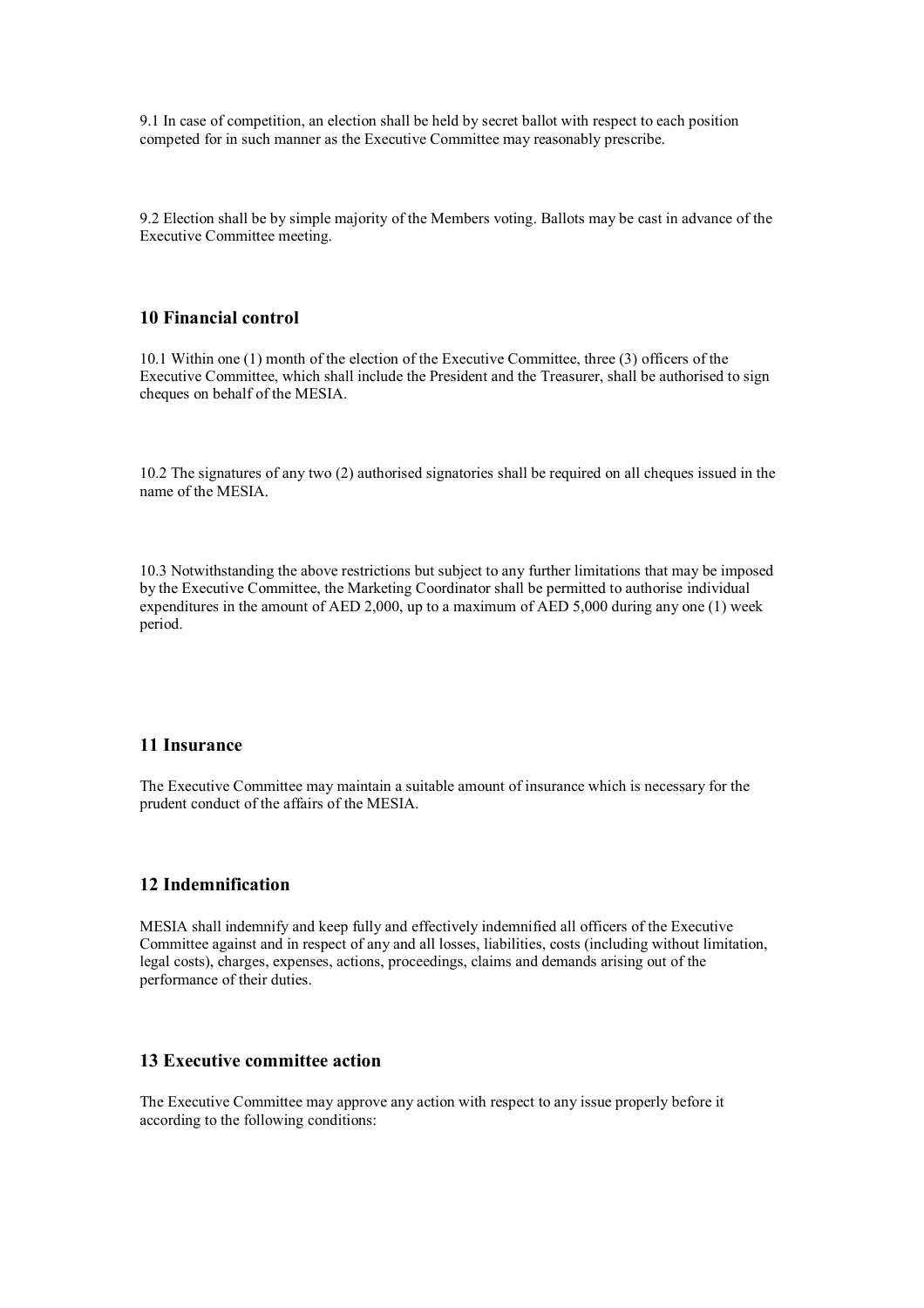9.1 In case of competition, an election shall be held by secret ballot with respect to each position competed for in such manner as the Executive Committee may reasonably prescribe.

9.2 Election shall be by simple majority of the Members voting. Ballots may be cast in advance of the Executive Committee meeting.

## 10 Financial control

10.1 Within one (1) month of the election of the Executive Committee, three (3) officers of the Executive Committee, which shall include the President and the Treasurer, shall be authorised to sign cheques on behalf of the MESIA.

10.2 The signatures of any two (2) authorised signatories shall be required on all cheques issued in the name of the MESIA.

10.3 Notwithstanding the above restrictions but subject to any further limitations that may be imposed by the Executive Committee, the Marketing Coordinator shall be permitted to authorise individual expenditures in the amount of AED 2,000, up to a maximum of AED 5,000 during any one (1) week period.

## 11 Insurance

The Executive Committee may maintain a suitable amount of insurance which is necessary for the prudent conduct of the affairs of the MESIA.

## 12 Indemnification

MESIA shall indemnify and keep fully and effectively indemnified all officers of the Executive Committee against and in respect of any and all losses, liabilities, costs (including without limitation, legal costs), charges, expenses, actions, proceedings, claims and demands arising out of the performance of their duties.

## 13 Executive committee action

The Executive Committee may approve any action with respect to any issue properly before it according to the following conditions: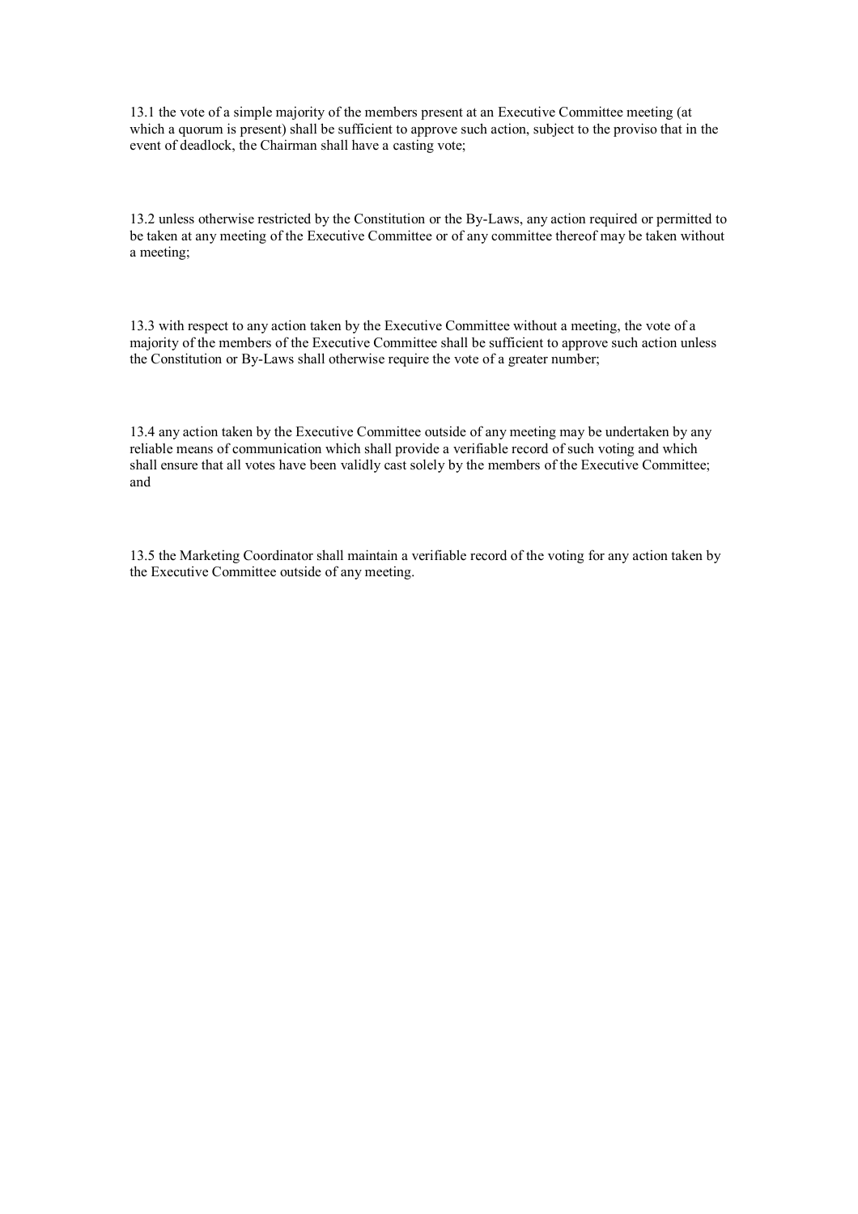13.1 the vote of a simple majority of the members present at an Executive Committee meeting (at which a quorum is present) shall be sufficient to approve such action, subject to the proviso that in the event of deadlock, the Chairman shall have a casting vote;

13.2 unless otherwise restricted by the Constitution or the By-Laws, any action required or permitted to be taken at any meeting of the Executive Committee or of any committee thereof may be taken without a meeting;

13.3 with respect to any action taken by the Executive Committee without a meeting, the vote of a majority of the members of the Executive Committee shall be sufficient to approve such action unless the Constitution or By-Laws shall otherwise require the vote of a greater number;

13.4 any action taken by the Executive Committee outside of any meeting may be undertaken by any reliable means of communication which shall provide a verifiable record of such voting and which shall ensure that all votes have been validly cast solely by the members of the Executive Committee; and

13.5 the Marketing Coordinator shall maintain a verifiable record of the voting for any action taken by the Executive Committee outside of any meeting.